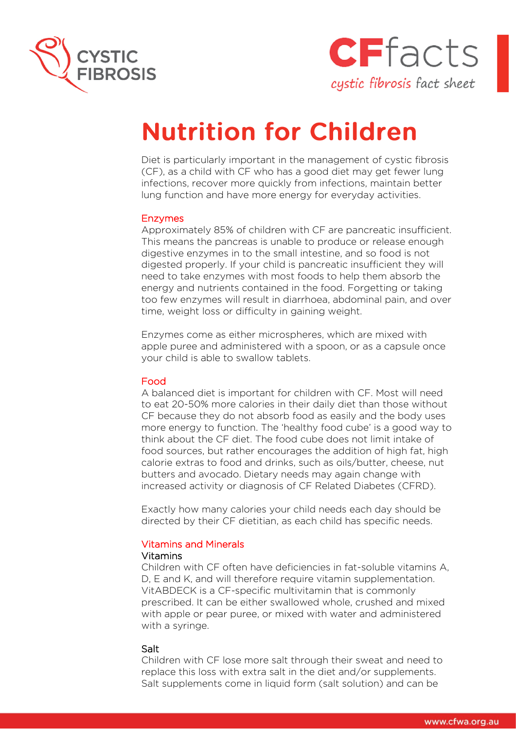# Nutrition for Children

Diet is particularly important in the management of cystic fibrosis (CF), as a child with CF who has a good diet may get fewer lung infections, recover more quickly from infections, maintain better lung function and have more energy for everyday activities.

## Enzymes

Approximately 85% of children with CF are pancreatic insufficient. This means the pancreas is unable to produce or release enough digestive enzymes in to the small intestine, and so food is not digested properly. If your child is pancreatic insufficient they will need to take enzymes with most foods to help them absorb the energy and nutrients contained in the food. Forgetting or taking too few enzymes will result in diarrhoea, abdominal pain, and over time, weight loss or difficulty in gaining weight.

Enzymes come as either microspheres, which are mixed with apple puree and administered with a spoon, or as a capsule once your child is able to swallow tablets.

## Food

A balanced diet is important for children with CF. Most will need to eat 20-50% more calories in their daily diet than those without CF because they do not absorb food as easily and the body uses more energy to function. The 'healthy food cube' is a good way to think about the CF diet. The food cube does not limit intake of food sources, but rather encourages the addition of high fat, high calorie extras to food and drinks, such as oils/butter, cheese, nut butters and avocado. Dietary needs may again change with increased activity or diagnosis of CF Related Diabetes (CFRD).

Exactly how many calories your child needs each day should be directed by their CF dietitian, as each child has specific needs.

## Vitamins and Minerals

### Vitamins

Children with CF often have deficiencies in fat-soluble vitamins A, D, E and K, and will therefore require vitamin supplementation. VitABDECK is a CF-specific multivitamin that is commonly prescribed. It can be either swallowed whole, crushed and mixed with apple or pear puree, or mixed with water and administered with a syringe.

### Salt

Children with CF lose more salt through their sweat and need to replace this loss with extra salt in the diet and/or supplements. Salt supplements come in liquid form (salt solution) and can be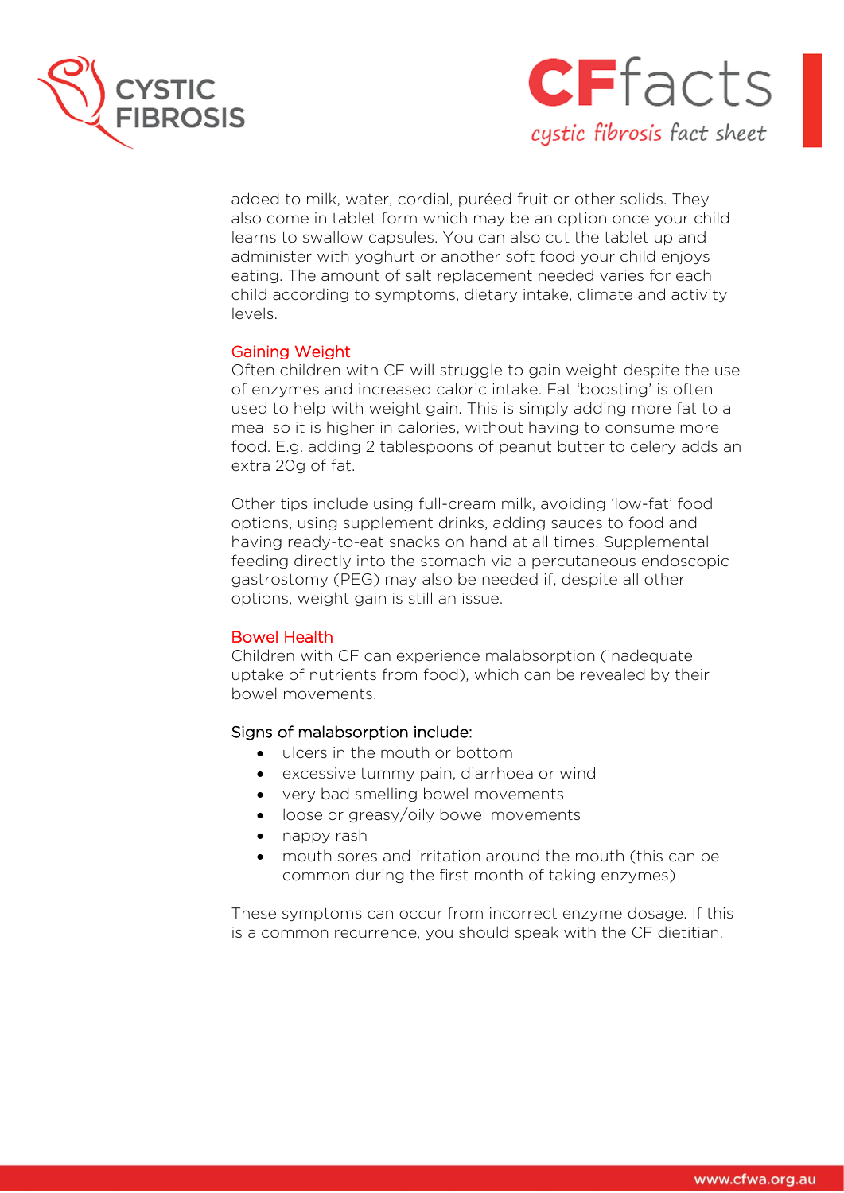added to milk, water, cordial, puréed fruit or other solids. They also come in tablet form which may be an option once your child learns to swallow capsules. You can also cut the tablet up and administer with yoghurt or another soft food your child enjoys eating. The amount of salt replacement needed varies for each child according to symptoms, dietary intake, climate and activity levels.

## Gaining Weight

Often children with CF will struggle to gain weight despite the use of enzymes and increased caloric intake. Fat 'boosting' is often used to help with weight gain. This is simply adding more fat to a meal so it is higher in calories, without having to consume more food. E.g. adding 2 tablespoons of peanut butter to celery adds an extra 20g of fat.

Other tips include using full-cream milk, avoiding 'low-fat' food options, using supplement drinks, adding sauces to food and having ready-to-eat snacks on hand at all times. Supplemental feeding directly into the stomach via a percutaneous endoscopic gastrostomy (PEG) may also be needed if, despite all other options, weight gain is still an issue.

## Bowel Health

Children with CF can experience malabsorption (inadequate uptake of nutrients from food), which can be revealed by their bowel movements.

### Signs of malabsorption include:

- ulcers in the mouth or bottom
- excessive tummy pain, diarrhoea or wind
- very bad smelling bowel movements
- loose or greasy/oily bowel movements
- nappy rash
- mouth sores and irritation around the mouth (this can be common during the first month of taking enzymes)

These symptoms can occur from incorrect enzyme dosage. If this is a common recurrence, you should speak with the CF dietitian.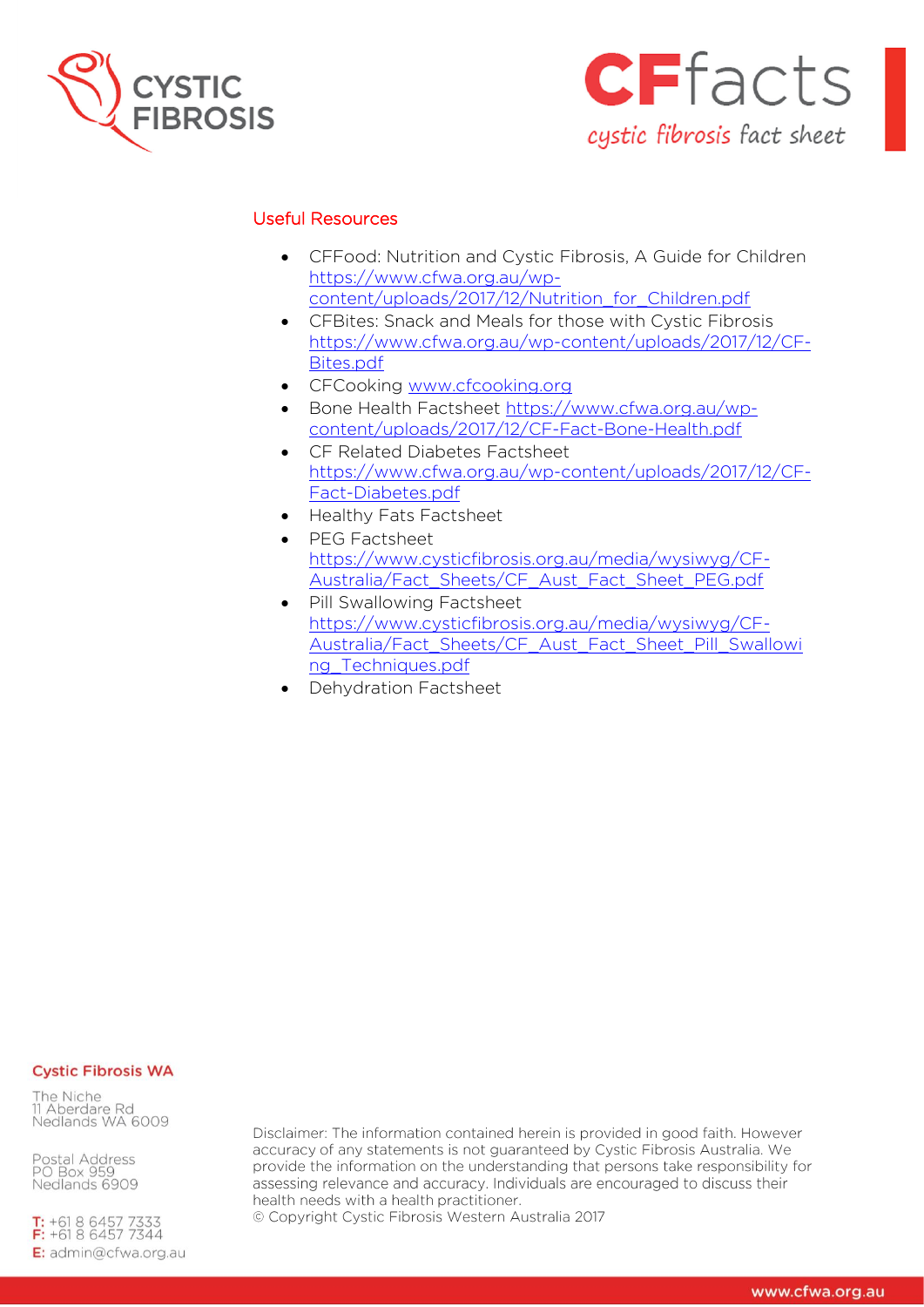## Useful Resources

- CFFood: Nutrition and Cystic Fibrosis, A Guide for Children https://www.cfwa.org.au/wp-content/uploads/2017/12/Nutrition_for_Children.pdf
- CFBites: Snack and Meals for those with Cystic Fibrosis https://www.cfwa.org.au/wp-content/uploads/2017/12/CF-Bites.pdf
- CFCooking www.cfcooking.org
- Bone Health Factsheet https://www.cfwa.org.au/wp-content/uploads/2017/12/CF-Fact-Bone-Health.pdf
- CF Related Diabetes Factsheet https://www.cfwa.org.au/wp-content/uploads/2017/12/CF-Fact-Diabetes.pdf
- Healthy Fats Factsheet
- PEG Factsheet https://www.cysticfibrosis.org.au/media/wysiwyg/CF-Australia/Fact_Sheets/CF_Aust_Fact_Sheet_PEG.pdf
- Pill Swallowing Factsheet https://www.cysticfibrosis.org.au/media/wysiwyg/CF-Australia/Fact_Sheets/CF_Aust_Fact_Sheet_Pill_Swallowing_Techniques.pdf
- Dehydration Factsheet

**Cystic Fibrosis WA**

The Niche
11 Aberdare Rd
Nedlands WA 6009

Postal Address
PO Box 959
Nedlands 6909

T: +61 8 6457 7333
F: +61 8 6457 7344
E: admin@cfwa.org.au

Disclaimer: The information contained herein is provided in good faith. However accuracy of any statements is not guaranteed by Cystic Fibrosis Australia. We provide the information on the understanding that persons take responsibility for assessing relevance and accuracy. Individuals are encouraged to discuss their health needs with a health practitioner.
© Copyright Cystic Fibrosis Western Australia 2017